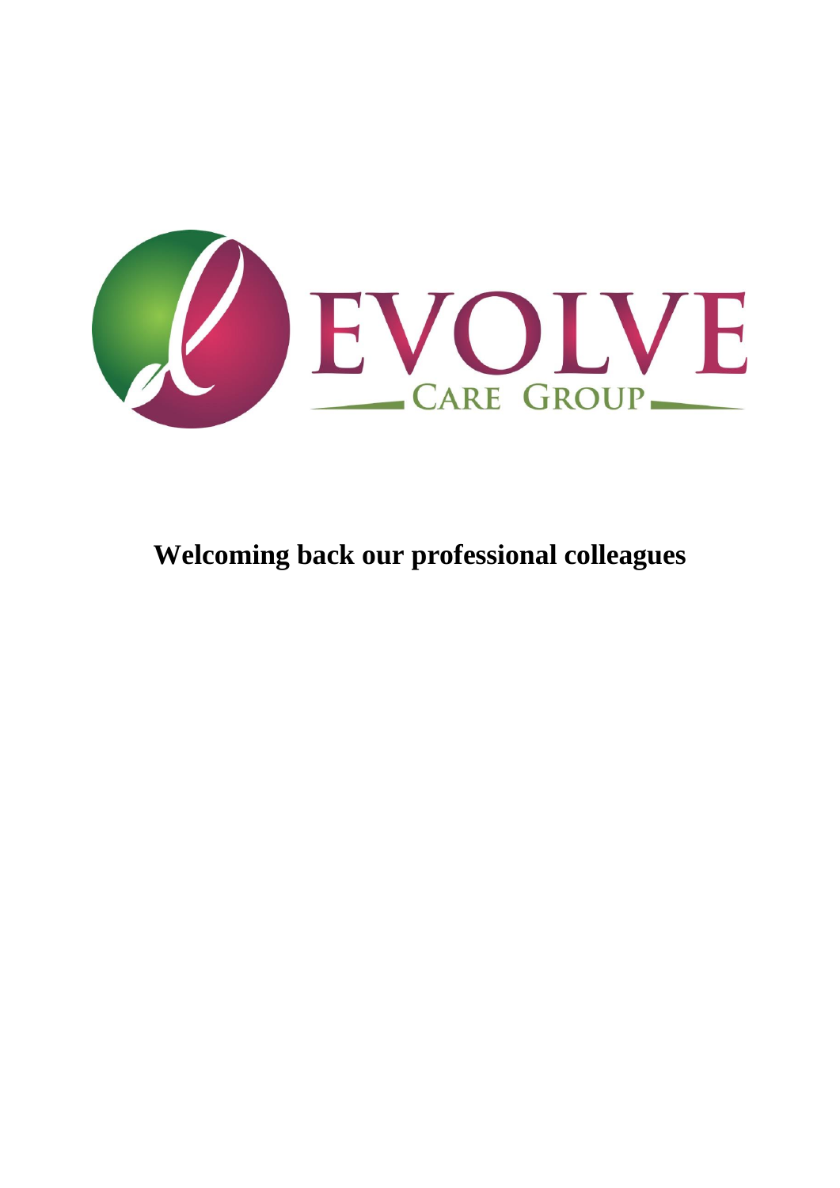EVOLVE

CARE GROUP

# Welcoming back our professional colleagues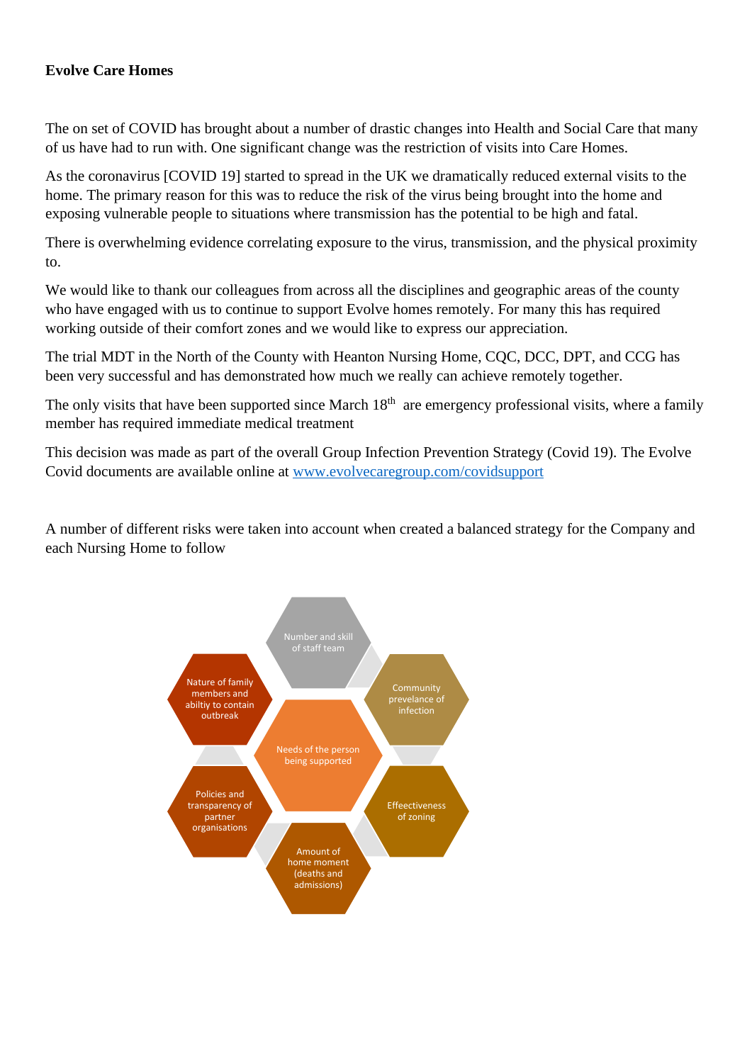**Evolve Care Homes**

The on set of COVID has brought about a number of drastic changes into Health and Social Care that many of us have had to run with. One significant change was the restriction of visits into Care Homes.

As the coronavirus [COVID 19] started to spread in the UK we dramatically reduced external visits to the home. The primary reason for this was to reduce the risk of the virus being brought into the home and exposing vulnerable people to situations where transmission has the potential to be high and fatal.

There is overwhelming evidence correlating exposure to the virus, transmission, and the physical proximity to.

We would like to thank our colleagues from across all the disciplines and geographic areas of the county who have engaged with us to continue to support Evolve homes remotely. For many this has required working outside of their comfort zones and we would like to express our appreciation.

The trial MDT in the North of the County with Heanton Nursing Home, CQC, DCC, DPT, and CCG has been very successful and has demonstrated how much we really can achieve remotely together.

The only visits that have been supported since March 18th are emergency professional visits, where a family member has required immediate medical treatment

This decision was made as part of the overall Group Infection Prevention Strategy (Covid 19). The Evolve Covid documents are available online at [www.evolvecaregroup.com/covidsupport](www.evolvecaregroup.com/covidsupport)

A number of different risks were taken into account when created a balanced strategy for the Company and each Nursing Home to follow

- Needs of the person being supported
- Number and skill of staff team
- Community prevelance of infection
- Effeectiveness of zoning
- Amount of home moment (deaths and admissions)
- Policies and transparency of partner organisations
- Nature of family members and abiltiy to contain outbreak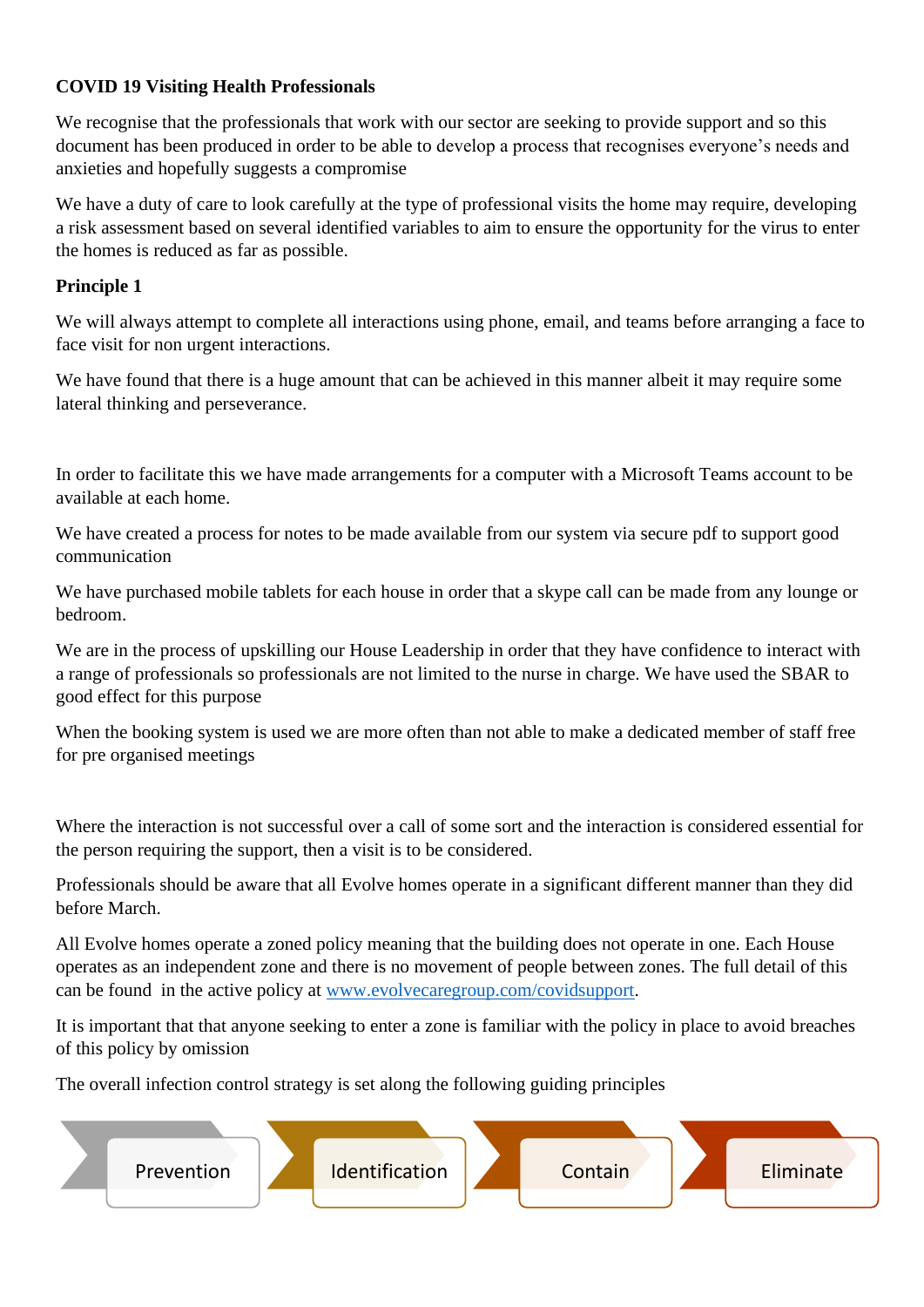**COVID 19 Visiting Health Professionals**

We recognise that the professionals that work with our sector are seeking to provide support and so this document has been produced in order to be able to develop a process that recognises everyone's needs and anxieties and hopefully suggests a compromise

We have a duty of care to look carefully at the type of professional visits the home may require, developing a risk assessment based on several identified variables to aim to ensure the opportunity for the virus to enter the homes is reduced as far as possible.

**Principle 1**

We will always attempt to complete all interactions using phone, email, and teams before arranging a face to face visit for non urgent interactions.

We have found that there is a huge amount that can be achieved in this manner albeit it may require some lateral thinking and perseverance.

In order to facilitate this we have made arrangements for a computer with a Microsoft Teams account to be available at each home.

We have created a process for notes to be made available from our system via secure pdf to support good communication

We have purchased mobile tablets for each house in order that a skype call can be made from any lounge or bedroom.

We are in the process of upskilling our House Leadership in order that they have confidence to interact with a range of professionals so professionals are not limited to the nurse in charge. We have used the SBAR to good effect for this purpose

When the booking system is used we are more often than not able to make a dedicated member of staff free for pre organised meetings

Where the interaction is not successful over a call of some sort and the interaction is considered essential for the person requiring the support, then a visit is to be considered.

Professionals should be aware that all Evolve homes operate in a significant different manner than they did before March.

All Evolve homes operate a zoned policy meaning that the building does not operate in one. Each House operates as an independent zone and there is no movement of people between zones. The full detail of this can be found in the active policy at [www.evolvecaregroup.com/covidsupport](http://www.evolvecaregroup.com/covidsupport).

It is important that that anyone seeking to enter a zone is familiar with the policy in place to avoid breaches of this policy by omission

The overall infection control strategy is set along the following guiding principles

Prevention → Identification → Contain → Eliminate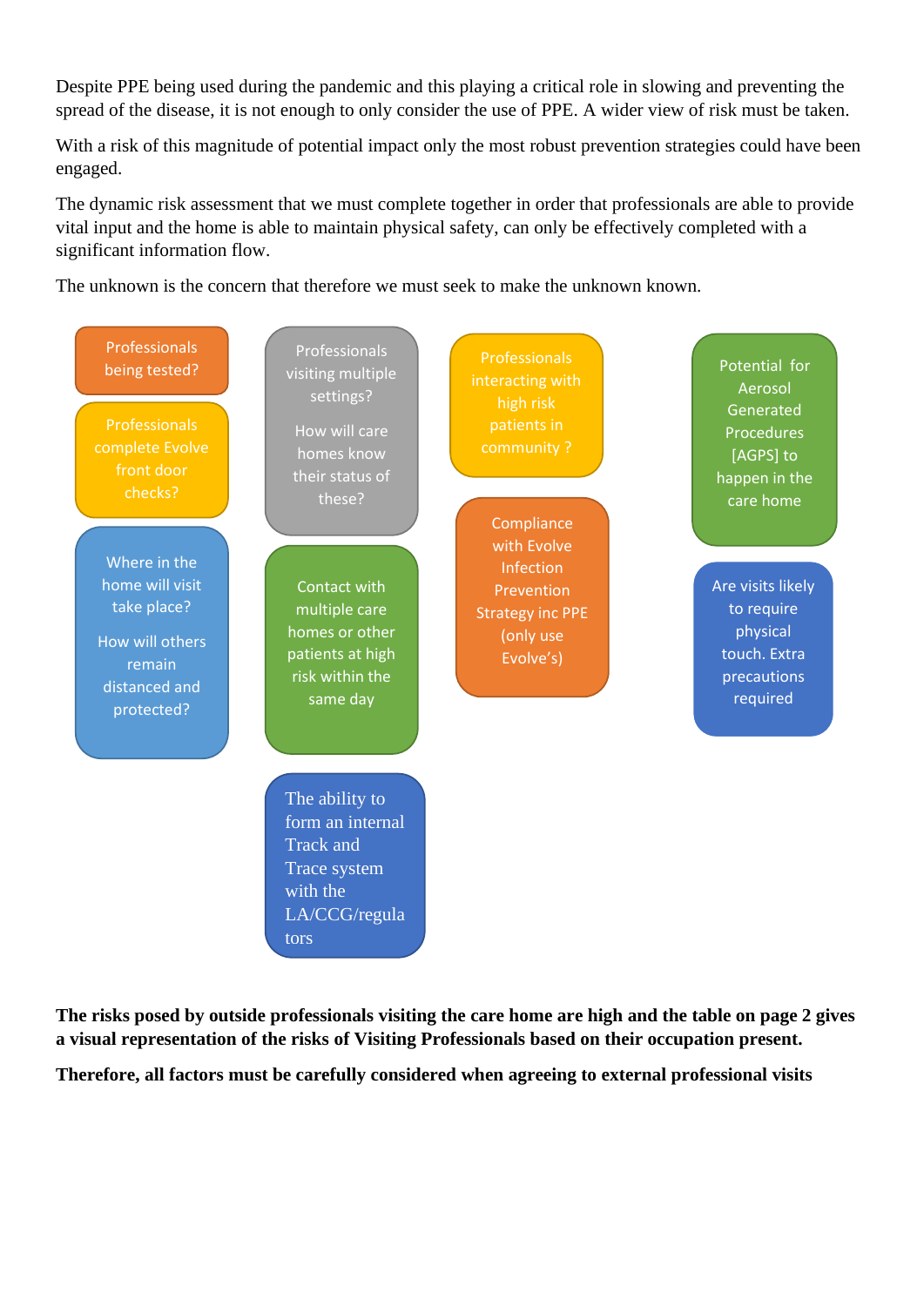Despite PPE being used during the pandemic and this playing a critical role in slowing and preventing the spread of the disease, it is not enough to only consider the use of PPE. A wider view of risk must be taken.

With a risk of this magnitude of potential impact only the most robust prevention strategies could have been engaged.

The dynamic risk assessment that we must complete together in order that professionals are able to provide vital input and the home is able to maintain physical safety, can only be effectively completed with a significant information flow.

The unknown is the concern that therefore we must seek to make the unknown known.

- Professionals being tested?
- Professionals complete Evolve front door checks?
- Where in the home will visit take place?

  How will others remain distanced and protected?
- Professionals visiting multiple settings?

  How will care homes know their status of these?
- Contact with multiple care homes or other patients at high risk within the same day
- The ability to form an internal Track and Trace system with the LA/CCG/regulators
- Professionals interacting with high risk patients in community ?
- Compliance with Evolve Infection Prevention Strategy inc PPE (only use Evolve's)
- Potential for Aerosol Generated Procedures [AGPS] to happen in the care home
- Are visits likely to require physical touch. Extra precautions required

**The risks posed by outside professionals visiting the care home are high and the table on page 2 gives a visual representation of the risks of Visiting Professionals based on their occupation present.**

**Therefore, all factors must be carefully considered when agreeing to external professional visits**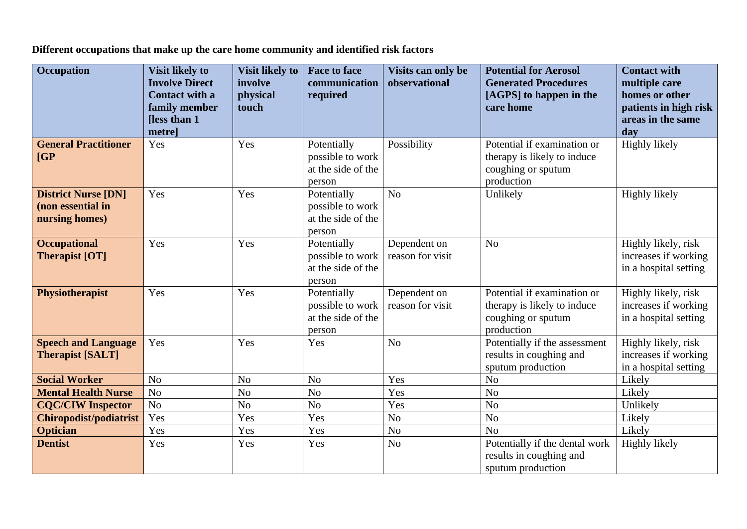**Different occupations that make up the care home community and identified risk factors**

| Occupation | Visit likely to Involve Direct Contact with a family member [less than 1 metre] | Visit likely to involve physical touch | Face to face communication required | Visits can only be observational | Potential for Aerosol Generated Procedures [AGPS] to happen in the care home | Contact with multiple care homes or other patients in high risk areas in the same day |
|---|---|---|---|---|---|---|
| **General Practitioner [GP** | Yes | Yes | Potentially possible to work at the side of the person | Possibility | Potential if examination or therapy is likely to induce coughing or sputum production | Highly likely |
| **District Nurse [DN] (non essential in nursing homes)** | Yes | Yes | Potentially possible to work at the side of the person | No | Unlikely | Highly likely |
| **Occupational Therapist [OT]** | Yes | Yes | Potentially possible to work at the side of the person | Dependent on reason for visit | No | Highly likely, risk increases if working in a hospital setting |
| **Physiotherapist** | Yes | Yes | Potentially possible to work at the side of the person | Dependent on reason for visit | Potential if examination or therapy is likely to induce coughing or sputum production | Highly likely, risk increases if working in a hospital setting |
| **Speech and Language Therapist [SALT]** | Yes | Yes | Yes | No | Potentially if the assessment results in coughing and sputum production | Highly likely, risk increases if working in a hospital setting |
| **Social Worker** | No | No | No | Yes | No | Likely |
| **Mental Health Nurse** | No | No | No | Yes | No | Likely |
| **CQC/CIW Inspector** | No | No | No | Yes | No | Unlikely |
| **Chiropodist/podiatrist** | Yes | Yes | Yes | No | No | Likely |
| **Optician** | Yes | Yes | Yes | No | No | Likely |
| **Dentist** | Yes | Yes | Yes | No | Potentially if the dental work results in coughing and sputum production | Highly likely |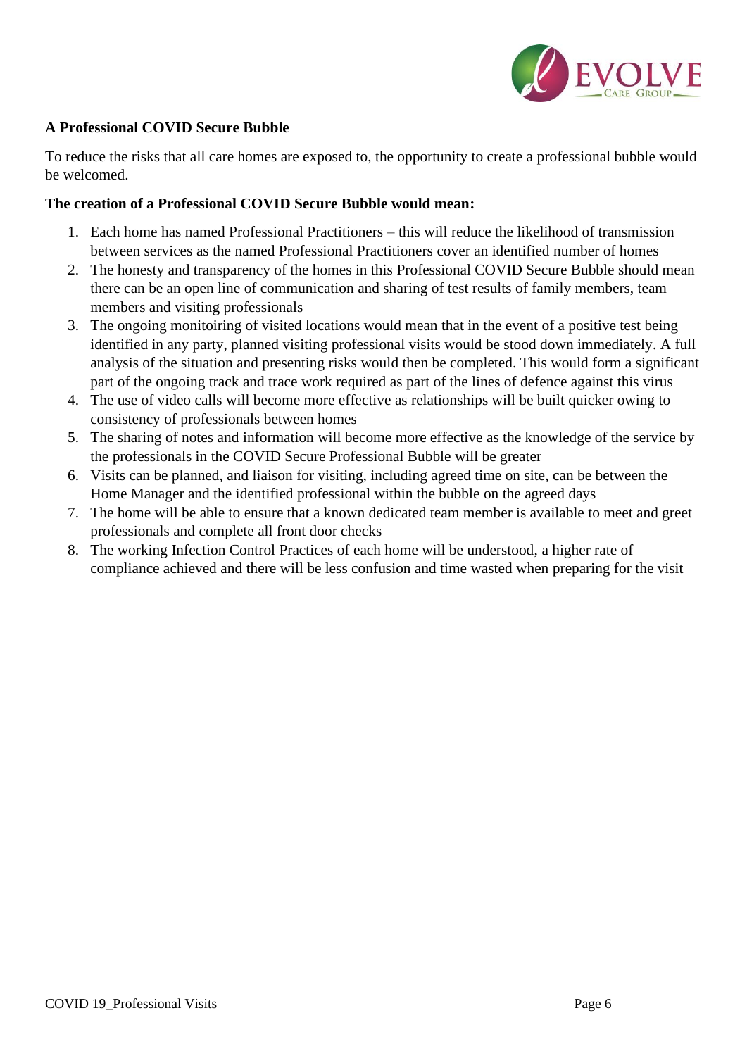**A Professional COVID Secure Bubble**

To reduce the risks that all care homes are exposed to, the opportunity to create a professional bubble would be welcomed.

**The creation of a Professional COVID Secure Bubble would mean:**

1. Each home has named Professional Practitioners – this will reduce the likelihood of transmission between services as the named Professional Practitioners cover an identified number of homes
2. The honesty and transparency of the homes in this Professional COVID Secure Bubble should mean there can be an open line of communication and sharing of test results of family members, team members and visiting professionals
3. The ongoing monitoiring of visited locations would mean that in the event of a positive test being identified in any party, planned visiting professional visits would be stood down immediately. A full analysis of the situation and presenting risks would then be completed. This would form a significant part of the ongoing track and trace work required as part of the lines of defence against this virus
4. The use of video calls will become more effective as relationships will be built quicker owing to consistency of professionals between homes
5. The sharing of notes and information will become more effective as the knowledge of the service by the professionals in the COVID Secure Professional Bubble will be greater
6. Visits can be planned, and liaison for visiting, including agreed time on site, can be between the Home Manager and the identified professional within the bubble on the agreed days
7. The home will be able to ensure that a known dedicated team member is available to meet and greet professionals and complete all front door checks
8. The working Infection Control Practices of each home will be understood, a higher rate of compliance achieved and there will be less confusion and time wasted when preparing for the visit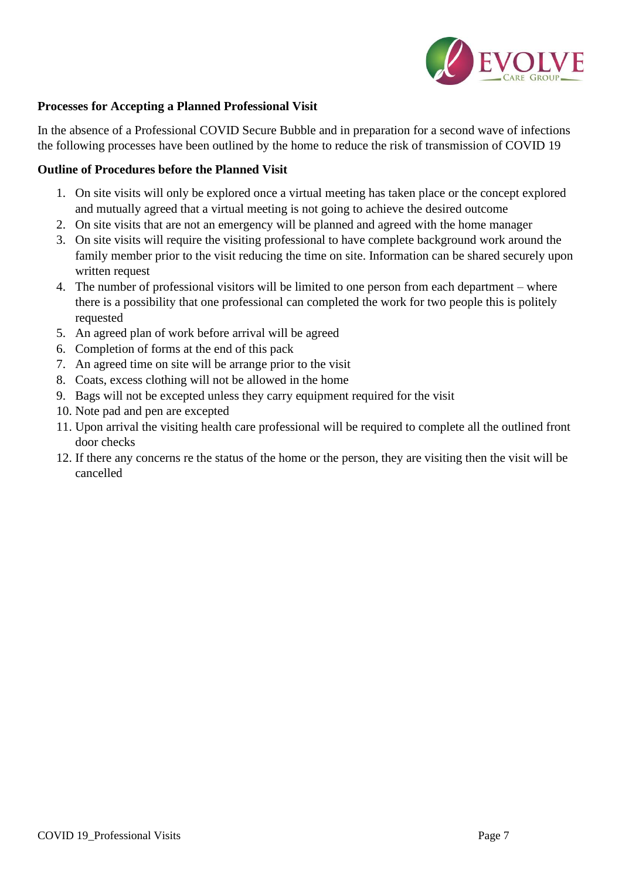**Processes for Accepting a Planned Professional Visit**

In the absence of a Professional COVID Secure Bubble and in preparation for a second wave of infections the following processes have been outlined by the home to reduce the risk of transmission of COVID 19

**Outline of Procedures before the Planned Visit**

1. On site visits will only be explored once a virtual meeting has taken place or the concept explored and mutually agreed that a virtual meeting is not going to achieve the desired outcome
2. On site visits that are not an emergency will be planned and agreed with the home manager
3. On site visits will require the visiting professional to have complete background work around the family member prior to the visit reducing the time on site. Information can be shared securely upon written request
4. The number of professional visitors will be limited to one person from each department – where there is a possibility that one professional can completed the work for two people this is politely requested
5. An agreed plan of work before arrival will be agreed
6. Completion of forms at the end of this pack
7. An agreed time on site will be arrange prior to the visit
8. Coats, excess clothing will not be allowed in the home
9. Bags will not be excepted unless they carry equipment required for the visit
10. Note pad and pen are excepted
11. Upon arrival the visiting health care professional will be required to complete all the outlined front door checks
12. If there any concerns re the status of the home or the person, they are visiting then the visit will be cancelled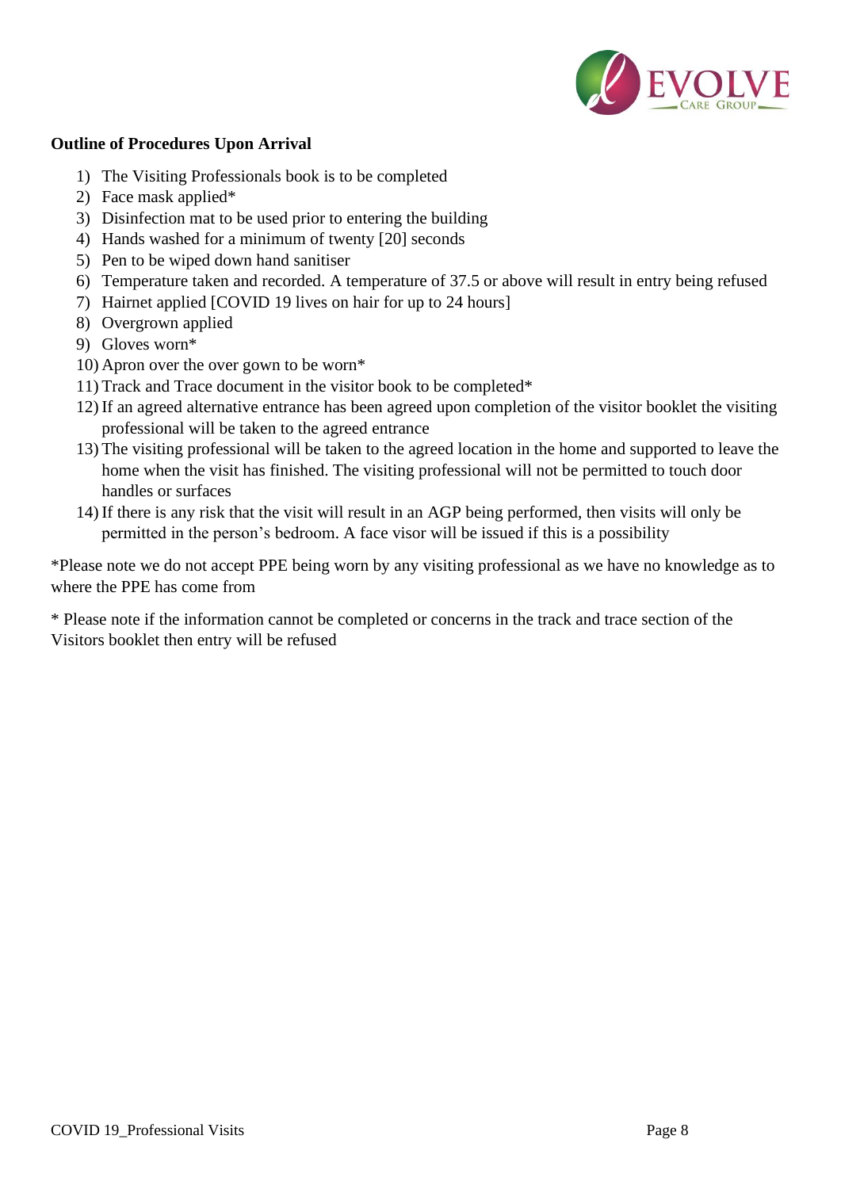**Outline of Procedures Upon Arrival**

1) The Visiting Professionals book is to be completed
2) Face mask applied*
3) Disinfection mat to be used prior to entering the building
4) Hands washed for a minimum of twenty [20] seconds
5) Pen to be wiped down hand sanitiser
6) Temperature taken and recorded. A temperature of 37.5 or above will result in entry being refused
7) Hairnet applied [COVID 19 lives on hair for up to 24 hours]
8) Overgrown applied
9) Gloves worn*
10) Apron over the over gown to be worn*
11) Track and Trace document in the visitor book to be completed*
12) If an agreed alternative entrance has been agreed upon completion of the visitor booklet the visiting professional will be taken to the agreed entrance
13) The visiting professional will be taken to the agreed location in the home and supported to leave the home when the visit has finished. The visiting professional will not be permitted to touch door handles or surfaces
14) If there is any risk that the visit will result in an AGP being performed, then visits will only be permitted in the person's bedroom. A face visor will be issued if this is a possibility

*Please note we do not accept PPE being worn by any visiting professional as we have no knowledge as to where the PPE has come from

* Please note if the information cannot be completed or concerns in the track and trace section of the Visitors booklet then entry will be refused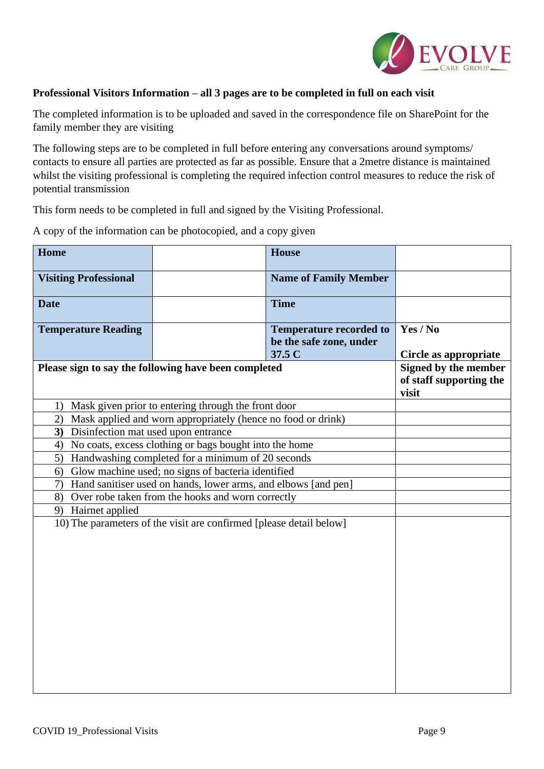**Professional Visitors Information – all 3 pages are to be completed in full on each visit**

The completed information is to be uploaded and saved in the correspondence file on SharePoint for the family member they are visiting

The following steps are to be completed in full before entering any conversations around symptoms/ contacts to ensure all parties are protected as far as possible. Ensure that a 2metre distance is maintained whilst the visiting professional is completing the required infection control measures to reduce the risk of potential transmission

This form needs to be completed in full and signed by the Visiting Professional.

A copy of the information can be photocopied, and a copy given

| **Home** | | **House** | |
|---|---|---|---|
| **Visiting Professional** | | **Name of Family Member** | |
| **Date** | | **Time** | |
| **Temperature Reading** | | **Temperature recorded to be the safe zone, under 37.5 C** | **Yes / No**<br><br>**Circle as appropriate** |

| **Please sign to say the following have been completed** | **Signed by the member of staff supporting the visit** |
|---|---|
| 1) Mask given prior to entering through the front door | |
| 2) Mask applied and worn appropriately (hence no food or drink) | |
| **3)** Disinfection mat used upon entrance | |
| 4) No coats, excess clothing or bags bought into the home | |
| 5) Handwashing completed for a minimum of 20 seconds | |
| 6) Glow machine used; no signs of bacteria identified | |
| 7) Hand sanitiser used on hands, lower arms, and elbows [and pen] | |
| 8) Over robe taken from the hooks and worn correctly | |
| 9) Hairnet applied | |
| 10) The parameters of the visit are confirmed [please detail below] | |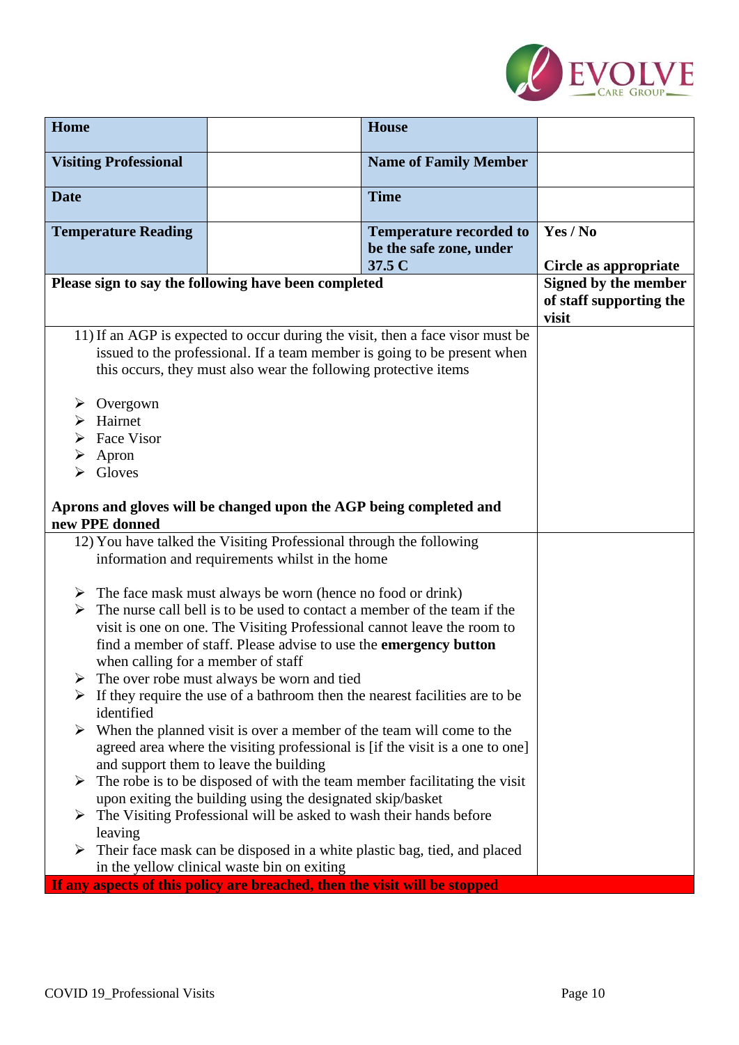| **Home** | | **House** | |
|---|---|---|---|
| **Visiting Professional** | | **Name of Family Member** | |
| **Date** | | **Time** | |
| **Temperature Reading** | | **Temperature recorded to be the safe zone, under 37.5 C** | **Yes / No**<br><br>**Circle as appropriate** |
| **Please sign to say the following have been completed** | | | **Signed by the member of staff supporting the visit** |
| 11) If an AGP is expected to occur during the visit, then a face visor must be issued to the professional. If a team member is going to be present when this occurs, they must also wear the following protective items<br><br>➢ Overgown<br>➢ Hairnet<br>➢ Face Visor<br>➢ Apron<br>➢ Gloves<br><br>**Aprons and gloves will be changed upon the AGP being completed and new PPE donned** | | | |
| 12) You have talked the Visiting Professional through the following information and requirements whilst in the home<br><br>➢ The face mask must always be worn (hence no food or drink)<br>➢ The nurse call bell is to be used to contact a member of the team if the visit is one on one. The Visiting Professional cannot leave the room to find a member of staff. Please advise to use the **emergency button** when calling for a member of staff<br>➢ The over robe must always be worn and tied<br>➢ If they require the use of a bathroom then the nearest facilities are to be identified<br>➢ When the planned visit is over a member of the team will come to the agreed area where the visiting professional is [if the visit is a one to one] and support them to leave the building<br>➢ The robe is to be disposed of with the team member facilitating the visit upon exiting the building using the designated skip/basket<br>➢ The Visiting Professional will be asked to wash their hands before leaving<br>➢ Their face mask can be disposed in a white plastic bag, tied, and placed in the yellow clinical waste bin on exiting | | | |
| **If any aspects of this policy are breached, then the visit will be stopped** | | | |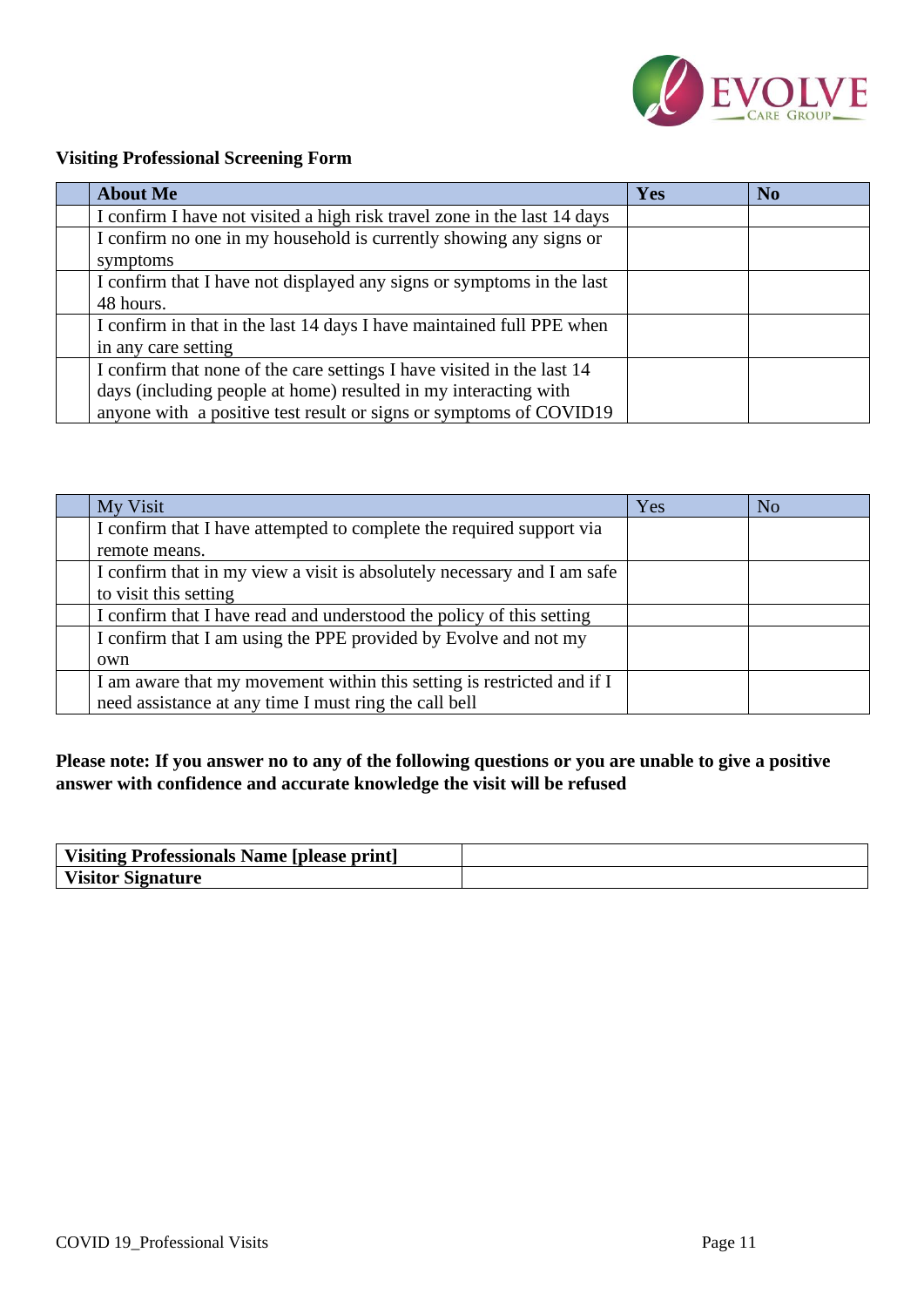**Visiting Professional Screening Form**

| | About Me | Yes | No |
|---|---|---|---|
| | I confirm I have not visited a high risk travel zone in the last 14 days | | |
| | I confirm no one in my household is currently showing any signs or symptoms | | |
| | I confirm that I have not displayed any signs or symptoms in the last 48 hours. | | |
| | I confirm in that in the last 14 days I have maintained full PPE when in any care setting | | |
| | I confirm that none of the care settings I have visited in the last 14 days (including people at home) resulted in my interacting with anyone with a positive test result or signs or symptoms of COVID19 | | |

| | My Visit | Yes | No |
|---|---|---|---|
| | I confirm that I have attempted to complete the required support via remote means. | | |
| | I confirm that in my view a visit is absolutely necessary and I am safe to visit this setting | | |
| | I confirm that I have read and understood the policy of this setting | | |
| | I confirm that I am using the PPE provided by Evolve and not my own | | |
| | I am aware that my movement within this setting is restricted and if I need assistance at any time I must ring the call bell | | |

**Please note: If you answer no to any of the following questions or you are unable to give a positive answer with confidence and accurate knowledge the visit will be refused**

| **Visiting Professionals Name [please print]** | |
|---|---|
| **Visitor Signature** | |